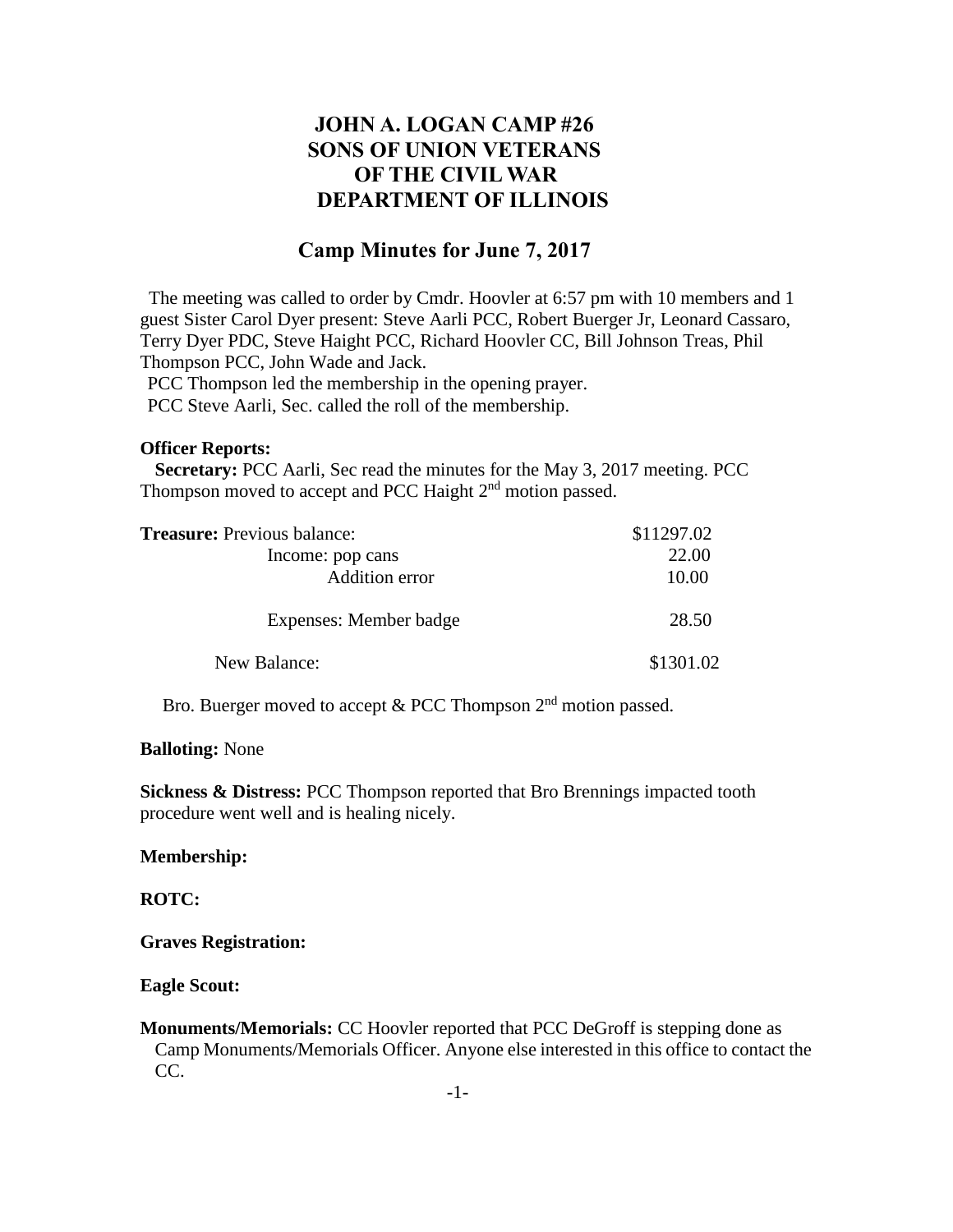# JOHN A. LOGAN CAMP #26
# SONS OF UNION VETERANS
# OF THE CIVIL WAR
# DEPARTMENT OF ILLINOIS

## Camp Minutes for June 7, 2017

The meeting was called to order by Cmdr. Hoovler at 6:57 pm with 10 members and 1 guest Sister Carol Dyer present: Steve Aarli PCC, Robert Buerger Jr, Leonard Cassaro, Terry Dyer PDC, Steve Haight PCC, Richard Hoovler CC, Bill Johnson Treas, Phil Thompson PCC, John Wade and Jack.

PCC Thompson led the membership in the opening prayer.

PCC Steve Aarli, Sec. called the roll of the membership.

**Officer Reports:**

**Secretary:** PCC Aarli, Sec read the minutes for the May 3, 2017 meeting. PCC Thompson moved to accept and PCC Haight 2nd motion passed.

| **Treasure:** Previous balance: | \$11297.02 |
|---|---|
| Income: pop cans | 22.00 |
| Addition error | 10.00 |
| Expenses: Member badge | 28.50 |
| New Balance: | \$1301.02 |

Bro. Buerger moved to accept & PCC Thompson 2nd motion passed.

**Balloting:** None

**Sickness & Distress:** PCC Thompson reported that Bro Brennings impacted tooth procedure went well and is healing nicely.

**Membership:**

**ROTC:**

**Graves Registration:**

**Eagle Scout:**

**Monuments/Memorials:** CC Hoovler reported that PCC DeGroff is stepping done as Camp Monuments/Memorials Officer. Anyone else interested in this office to contact the CC.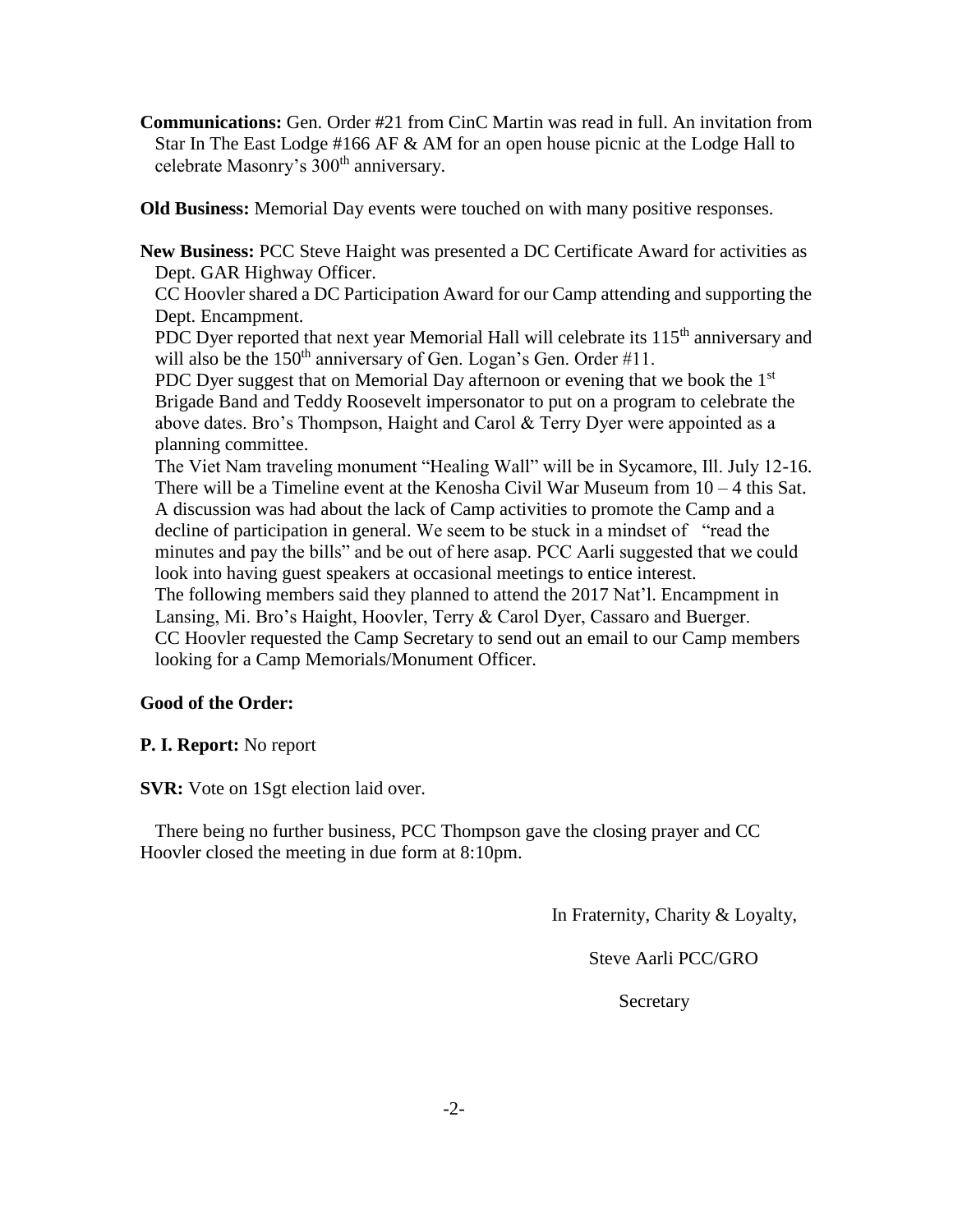**Communications:** Gen. Order #21 from CinC Martin was read in full. An invitation from Star In The East Lodge #166 AF & AM for an open house picnic at the Lodge Hall to celebrate Masonry's 300th anniversary.

**Old Business:** Memorial Day events were touched on with many positive responses.

**New Business:** PCC Steve Haight was presented a DC Certificate Award for activities as Dept. GAR Highway Officer.

CC Hoovler shared a DC Participation Award for our Camp attending and supporting the Dept. Encampment.

PDC Dyer reported that next year Memorial Hall will celebrate its 115th anniversary and will also be the 150th anniversary of Gen. Logan's Gen. Order #11.

PDC Dyer suggest that on Memorial Day afternoon or evening that we book the 1st Brigade Band and Teddy Roosevelt impersonator to put on a program to celebrate the above dates. Bro's Thompson, Haight and Carol & Terry Dyer were appointed as a planning committee.

The Viet Nam traveling monument "Healing Wall" will be in Sycamore, Ill. July 12-16.

There will be a Timeline event at the Kenosha Civil War Museum from 10 – 4 this Sat.

A discussion was had about the lack of Camp activities to promote the Camp and a decline of participation in general. We seem to be stuck in a mindset of "read the minutes and pay the bills" and be out of here asap. PCC Aarli suggested that we could look into having guest speakers at occasional meetings to entice interest.

The following members said they planned to attend the 2017 Nat'l. Encampment in Lansing, Mi. Bro's Haight, Hoovler, Terry & Carol Dyer, Cassaro and Buerger.

CC Hoovler requested the Camp Secretary to send out an email to our Camp members looking for a Camp Memorials/Monument Officer.

**Good of the Order:**

**P. I. Report:** No report

**SVR:** Vote on 1Sgt election laid over.

There being no further business, PCC Thompson gave the closing prayer and CC Hoovler closed the meeting in due form at 8:10pm.

In Fraternity, Charity & Loyalty,

Steve Aarli PCC/GRO

Secretary